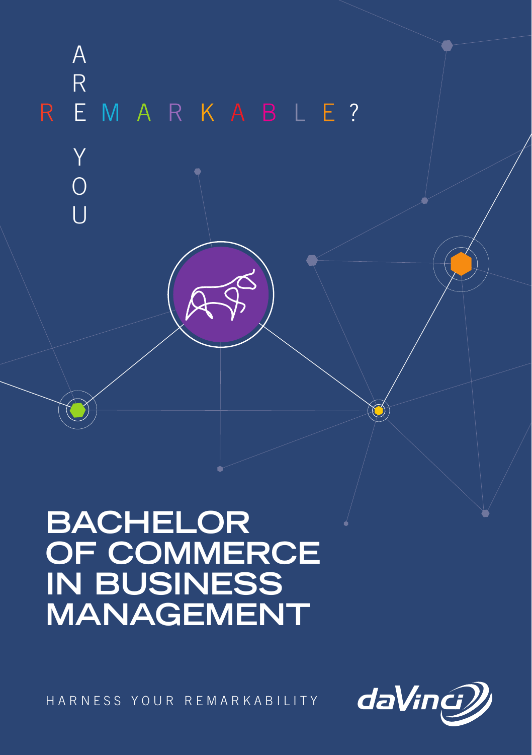ARE YOU REMARKABLE?

# BACHELOR OF COMMERCE IN BUSINESS MANAGEMENT

HARNESS YOUR REMARKABILITY

daVinci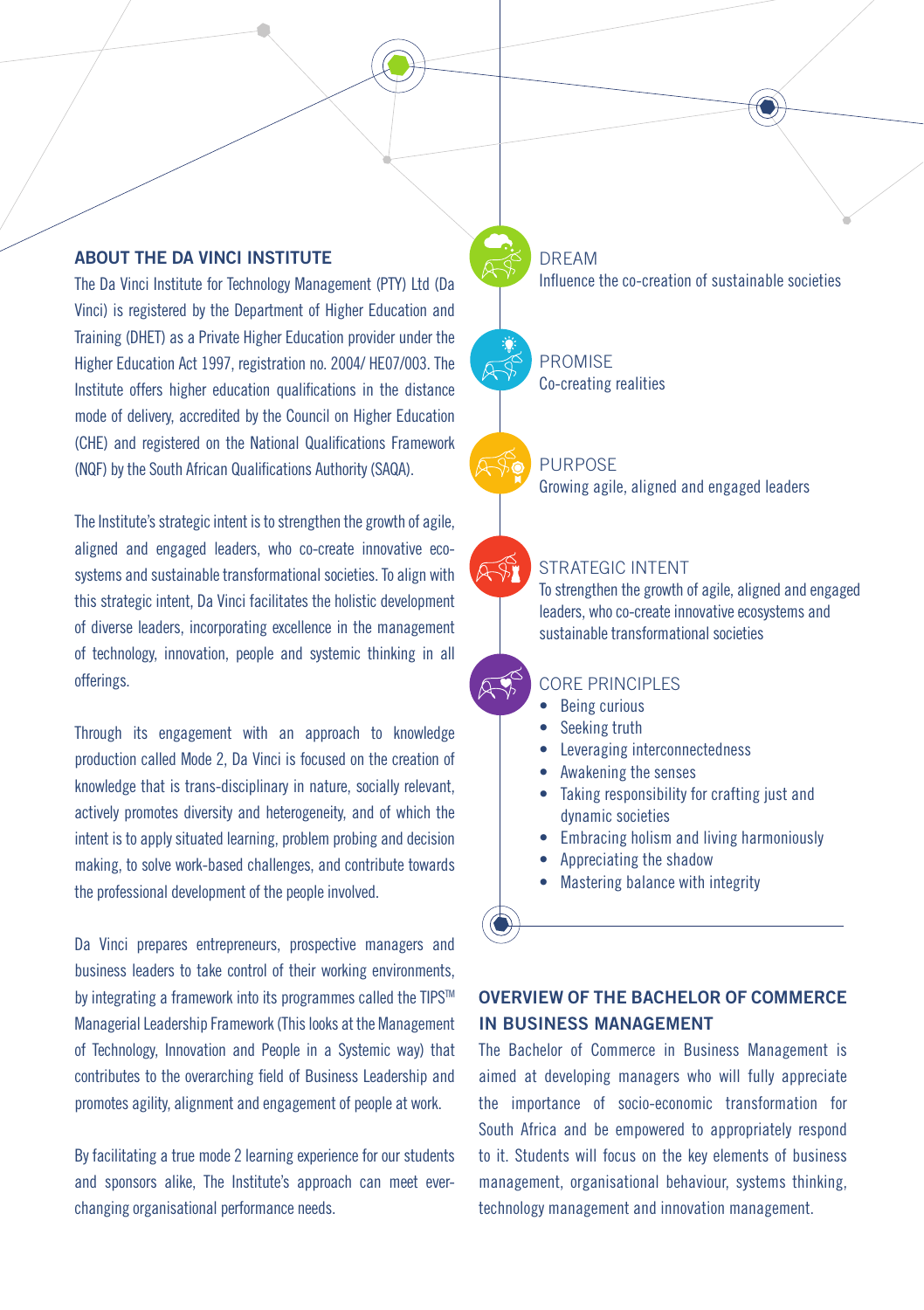## ABOUT THE DA VINCI INSTITUTE

The Da Vinci Institute for Technology Management (PTY) Ltd (Da Vinci) is registered by the Department of Higher Education and Training (DHET) as a Private Higher Education provider under the Higher Education Act 1997, registration no. 2004/ HE07/003. The Institute offers higher education qualifications in the distance mode of delivery, accredited by the Council on Higher Education (CHE) and registered on the National Qualifications Framework (NQF) by the South African Qualifications Authority (SAQA).

The Institute's strategic intent is to strengthen the growth of agile, aligned and engaged leaders, who co-create innovative eco-systems and sustainable transformational societies. To align with this strategic intent, Da Vinci facilitates the holistic development of diverse leaders, incorporating excellence in the management of technology, innovation, people and systemic thinking in all offerings.

Through its engagement with an approach to knowledge production called Mode 2, Da Vinci is focused on the creation of knowledge that is trans-disciplinary in nature, socially relevant, actively promotes diversity and heterogeneity, and of which the intent is to apply situated learning, problem probing and decision making, to solve work-based challenges, and contribute towards the professional development of the people involved.

Da Vinci prepares entrepreneurs, prospective managers and business leaders to take control of their working environments, by integrating a framework into its programmes called the TIPS™ Managerial Leadership Framework (This looks at the Management of Technology, Innovation and People in a Systemic way) that contributes to the overarching field of Business Leadership and promotes agility, alignment and engagement of people at work.

By facilitating a true mode 2 learning experience for our students and sponsors alike, The Institute's approach can meet ever-changing organisational performance needs.

**DREAM**
Influence the co-creation of sustainable societies

**PROMISE**
Co-creating realities

**PURPOSE**
Growing agile, aligned and engaged leaders

**STRATEGIC INTENT**
To strengthen the growth of agile, aligned and engaged leaders, who co-create innovative ecosystems and sustainable transformational societies

**CORE PRINCIPLES**

- Being curious
- Seeking truth
- Leveraging interconnectedness
- Awakening the senses
- Taking responsibility for crafting just and dynamic societies
- Embracing holism and living harmoniously
- Appreciating the shadow
- Mastering balance with integrity

## OVERVIEW OF THE BACHELOR OF COMMERCE IN BUSINESS MANAGEMENT

The Bachelor of Commerce in Business Management is aimed at developing managers who will fully appreciate the importance of socio-economic transformation for South Africa and be empowered to appropriately respond to it. Students will focus on the key elements of business management, organisational behaviour, systems thinking, technology management and innovation management.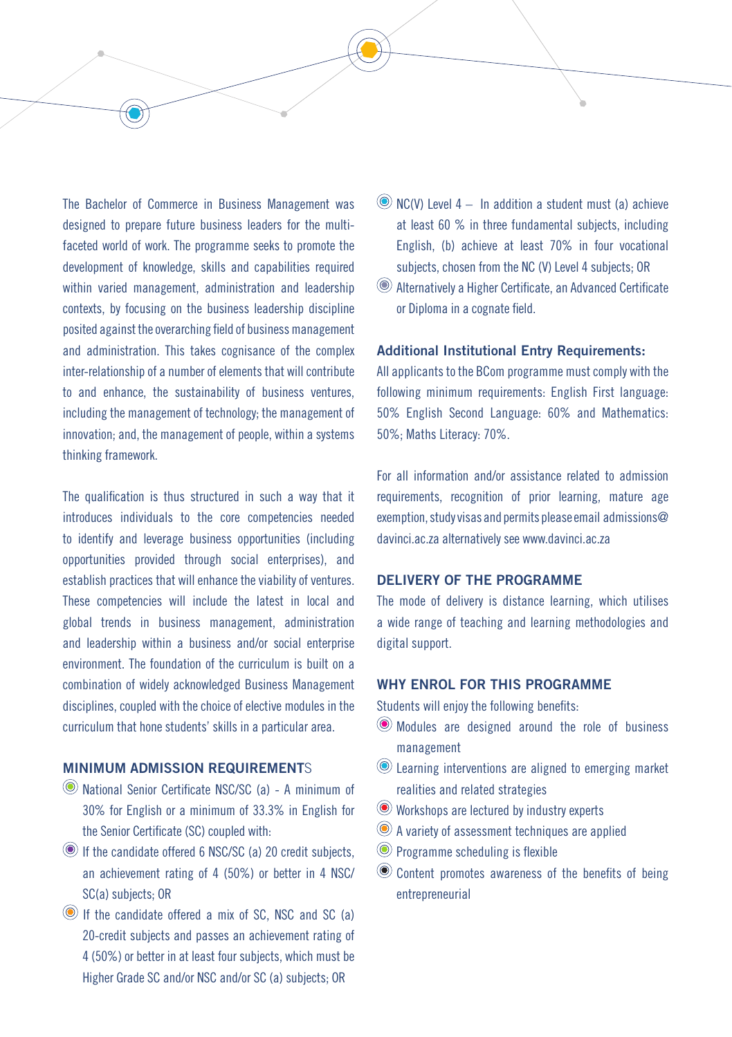The Bachelor of Commerce in Business Management was designed to prepare future business leaders for the multi-faceted world of work. The programme seeks to promote the development of knowledge, skills and capabilities required within varied management, administration and leadership contexts, by focusing on the business leadership discipline posited against the overarching field of business management and administration. This takes cognisance of the complex inter-relationship of a number of elements that will contribute to and enhance, the sustainability of business ventures, including the management of technology; the management of innovation; and, the management of people, within a systems thinking framework.

The qualification is thus structured in such a way that it introduces individuals to the core competencies needed to identify and leverage business opportunities (including opportunities provided through social enterprises), and establish practices that will enhance the viability of ventures. These competencies will include the latest in local and global trends in business management, administration and leadership within a business and/or social enterprise environment. The foundation of the curriculum is built on a combination of widely acknowledged Business Management disciplines, coupled with the choice of elective modules in the curriculum that hone students' skills in a particular area.

## MINIMUM ADMISSION REQUIREMENTS

- National Senior Certificate NSC/SC (a) - A minimum of 30% for English or a minimum of 33.3% in English for the Senior Certificate (SC) coupled with:
- If the candidate offered 6 NSC/SC (a) 20 credit subjects, an achievement rating of 4 (50%) or better in 4 NSC/SC(a) subjects; OR
- If the candidate offered a mix of SC, NSC and SC (a) 20-credit subjects and passes an achievement rating of 4 (50%) or better in at least four subjects, which must be Higher Grade SC and/or NSC and/or SC (a) subjects; OR
- NC(V) Level 4 – In addition a student must (a) achieve at least 60 % in three fundamental subjects, including English, (b) achieve at least 70% in four vocational subjects, chosen from the NC (V) Level 4 subjects; OR
- Alternatively a Higher Certificate, an Advanced Certificate or Diploma in a cognate field.

### Additional Institutional Entry Requirements:

All applicants to the BCom programme must comply with the following minimum requirements: English First language: 50% English Second Language: 60% and Mathematics: 50%; Maths Literacy: 70%.

For all information and/or assistance related to admission requirements, recognition of prior learning, mature age exemption, study visas and permits please email admissions@davinci.ac.za alternatively see www.davinci.ac.za

## DELIVERY OF THE PROGRAMME

The mode of delivery is distance learning, which utilises a wide range of teaching and learning methodologies and digital support.

## WHY ENROL FOR THIS PROGRAMME

Students will enjoy the following benefits:

- Modules are designed around the role of business management
- Learning interventions are aligned to emerging market realities and related strategies
- Workshops are lectured by industry experts
- A variety of assessment techniques are applied
- Programme scheduling is flexible
- Content promotes awareness of the benefits of being entrepreneurial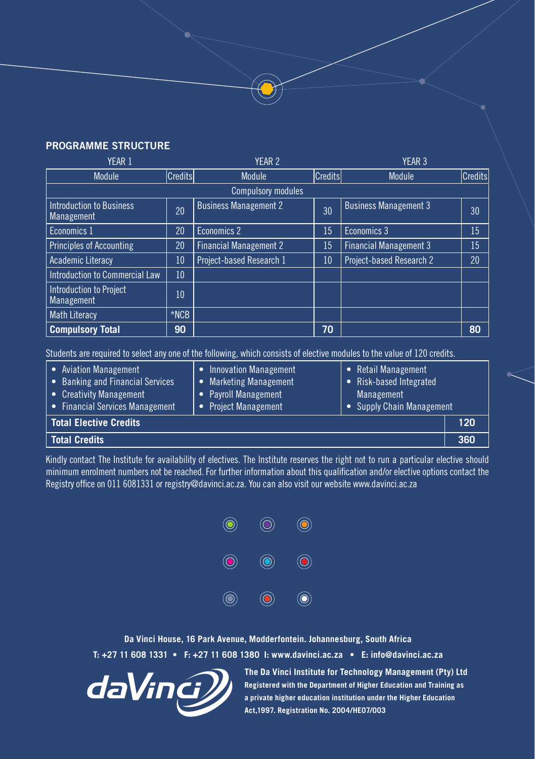## PROGRAMME STRUCTURE

| YEAR 1 | | YEAR 2 | | YEAR 3 | |
|---|---|---|---|---|---|
| Module | Credits | Module | Credits | Module | Credits |
| Compulsory modules | | | | | |
| Introduction to Business Management | 20 | Business Management 2 | 30 | Business Management 3 | 30 |
| Economics 1 | 20 | Economics 2 | 15 | Economics 3 | 15 |
| Principles of Accounting | 20 | Financial Management 2 | 15 | Financial Management 3 | 15 |
| Academic Literacy | 10 | Project-based Research 1 | 10 | Project-based Research 2 | 20 |
| Introduction to Commercial Law | 10 | | | | |
| Introduction to Project Management | 10 | | | | |
| Math Literacy | *NCB | | | | |
| **Compulsory Total** | **90** | | **70** | | **80** |

Students are required to select any one of the following, which consists of elective modules to the value of 120 credits.

| | | | |
|---|---|---|---|
| • Aviation Management<br>• Banking and Financial Services<br>• Creativity Management<br>• Financial Services Management | • Innovation Management<br>• Marketing Management<br>• Payroll Management<br>• Project Management | • Retail Management<br>• Risk-based Integrated Management<br>• Supply Chain Management | |
| **Total Elective Credits** | | | **120** |
| **Total Credits** | | | **360** |

Kindly contact The Institute for availability of electives. The Institute reserves the right not to run a particular elective should minimum enrolment numbers not be reached. For further information about this qualification and/or elective options contact the Registry office on 011 6081331 or registry@davinci.ac.za. You can also visit our website www.davinci.ac.za

**Da Vinci House, 16 Park Avenue, Modderfontein. Johannesburg, South Africa**

**T: +27 11 608 1331 • F: +27 11 608 1380 I: www.davinci.ac.za • E: info@davinci.ac.za**

**The Da Vinci Institute for Technology Management (Pty) Ltd**

**Registered with the Department of Higher Education and Training as a private higher education institution under the Higher Education Act,1997. Registration No. 2004/HE07/003**